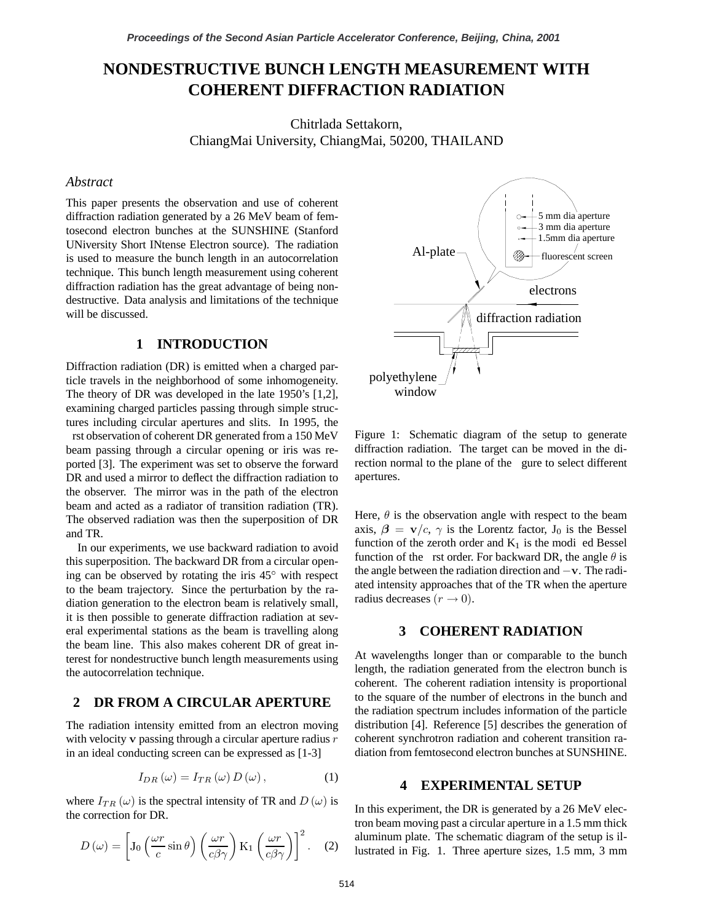# NONDESTRUCTIVE BUNCH LENGTH MEASUREMENT WITH COHERENT DIFFRACTION RADIATION

Chitrlada Settakorn,
ChiangMai University, ChiangMai, 50200, THAILAND

*Abstract*

This paper presents the observation and use of coherent diffraction radiation generated by a 26 MeV beam of femtosecond electron bunches at the SUNSHINE (Stanford UNiversity Short INtense Electron source). The radiation is used to measure the bunch length in an autocorrelation technique. This bunch length measurement using coherent diffraction radiation has the great advantage of being nondestructive. Data analysis and limitations of the technique will be discussed.

## 1 INTRODUCTION

Diffraction radiation (DR) is emitted when a charged particle travels in the neighborhood of some inhomogeneity. The theory of DR was developed in the late 1950's [1,2], examining charged particles passing through simple structures including circular apertures and slits. In 1995, the rst observation of coherent DR generated from a 150 MeV beam passing through a circular opening or iris was reported [3]. The experiment was set to observe the forward DR and used a mirror to deflect the diffraction radiation to the observer. The mirror was in the path of the electron beam and acted as a radiator of transition radiation (TR). The observed radiation was then the superposition of DR and TR.

In our experiments, we use backward radiation to avoid this superposition. The backward DR from a circular opening can be observed by rotating the iris 45° with respect to the beam trajectory. Since the perturbation by the radiation generation to the electron beam is relatively small, it is then possible to generate diffraction radiation at several experimental stations as the beam is travelling along the beam line. This also makes coherent DR of great interest for nondestructive bunch length measurements using the autocorrelation technique.

## 2 DR FROM A CIRCULAR APERTURE

The radiation intensity emitted from an electron moving with velocity $\mathbf{v}$ passing through a circular aperture radius $r$ in an ideal conducting screen can be expressed as [1-3]

$$I_{DR}(\omega) = I_{TR}(\omega) D(\omega), \tag{1}$$

where $I_{TR}(\omega)$ is the spectral intensity of TR and $D(\omega)$ is the correction for DR.

$$D(\omega) = \left[ \mathrm{J}_0\left(\frac{\omega r}{c}\sin\theta\right)\left(\frac{\omega r}{c\beta\gamma}\right)\mathrm{K}_1\left(\frac{\omega r}{c\beta\gamma}\right)\right]^2. \tag{2}$$

Figure 1: Schematic diagram of the setup to generate diffraction radiation. The target can be moved in the direction normal to the plane of the gure to select different apertures.

Here, $\theta$ is the observation angle with respect to the beam axis, $\boldsymbol{\beta} = \mathbf{v}/c$, $\gamma$ is the Lorentz factor, $\mathrm{J}_0$ is the Bessel function of the zeroth order and $\mathrm{K}_1$ is the modi ed Bessel function of the rst order. For backward DR, the angle $\theta$ is the angle between the radiation direction and $-\mathbf{v}$. The radiated intensity approaches that of the TR when the aperture radius decreases $(r \rightarrow 0)$.

## 3 COHERENT RADIATION

At wavelengths longer than or comparable to the bunch length, the radiation generated from the electron bunch is coherent. The coherent radiation intensity is proportional to the square of the number of electrons in the bunch and the radiation spectrum includes information of the particle distribution [4]. Reference [5] describes the generation of coherent synchrotron radiation and coherent transition radiation from femtosecond electron bunches at SUNSHINE.

## 4 EXPERIMENTAL SETUP

In this experiment, the DR is generated by a 26 MeV electron beam moving past a circular aperture in a 1.5 mm thick aluminum plate. The schematic diagram of the setup is illustrated in Fig. 1. Three aperture sizes, 1.5 mm, 3 mm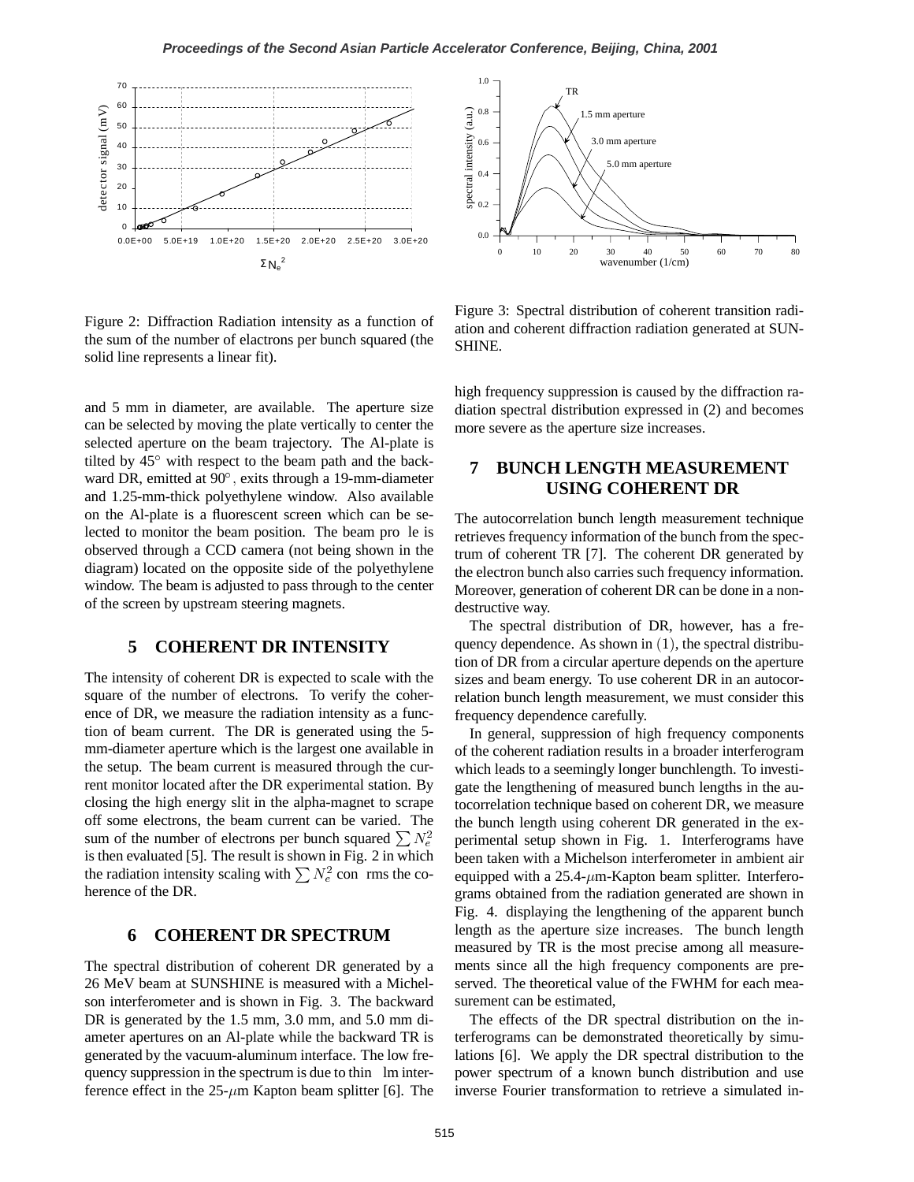Figure 2: Diffraction Radiation intensity as a function of the sum of the number of elactrons per bunch squared (the solid line represents a linear fit).

Figure 3: Spectral distribution of coherent transition radiation and coherent diffraction radiation generated at SUNSHINE.

and 5 mm in diameter, are available. The aperture size can be selected by moving the plate vertically to center the selected aperture on the beam trajectory. The Al-plate is tilted by 45° with respect to the beam path and the backward DR, emitted at 90°, exits through a 19-mm-diameter and 1.25-mm-thick polyethylene window. Also available on the Al-plate is a fluorescent screen which can be selected to monitor the beam position. The beam pro le is observed through a CCD camera (not being shown in the diagram) located on the opposite side of the polyethylene window. The beam is adjusted to pass through to the center of the screen by upstream steering magnets.

## 5 COHERENT DR INTENSITY

The intensity of coherent DR is expected to scale with the square of the number of electrons. To verify the coherence of DR, we measure the radiation intensity as a function of beam current. The DR is generated using the 5-mm-diameter aperture which is the largest one available in the setup. The beam current is measured through the current monitor located after the DR experimental station. By closing the high energy slit in the alpha-magnet to scrape off some electrons, the beam current can be varied. The sum of the number of electrons per bunch squared $\sum N_e^2$ is then evaluated [5]. The result is shown in Fig. 2 in which the radiation intensity scaling with $\sum N_e^2$ con rms the coherence of the DR.

## 6 COHERENT DR SPECTRUM

The spectral distribution of coherent DR generated by a 26 MeV beam at SUNSHINE is measured with a Michelson interferometer and is shown in Fig. 3. The backward DR is generated by the 1.5 mm, 3.0 mm, and 5.0 mm diameter apertures on an Al-plate while the backward TR is generated by the vacuum-aluminum interface. The low frequency suppression in the spectrum is due to thin lm interference effect in the 25-$\mu$m Kapton beam splitter [6]. The high frequency suppression is caused by the diffraction radiation spectral distribution expressed in (2) and becomes more severe as the aperture size increases.

## 7 BUNCH LENGTH MEASUREMENT USING COHERENT DR

The autocorrelation bunch length measurement technique retrieves frequency information of the bunch from the spectrum of coherent TR [7]. The coherent DR generated by the electron bunch also carries such frequency information. Moreover, generation of coherent DR can be done in a non-destructive way.

The spectral distribution of DR, however, has a frequency dependence. As shown in (1), the spectral distribution of DR from a circular aperture depends on the aperture sizes and beam energy. To use coherent DR in an autocorrelation bunch length measurement, we must consider this frequency dependence carefully.

In general, suppression of high frequency components of the coherent radiation results in a broader interferogram which leads to a seemingly longer bunchlength. To investigate the lengthening of measured bunch lengths in the autocorrelation technique based on coherent DR, we measure the bunch length using coherent DR generated in the experimental setup shown in Fig. 1. Interferograms have been taken with a Michelson interferometer in ambient air equipped with a 25.4-$\mu$m-Kapton beam splitter. Interferograms obtained from the radiation generated are shown in Fig. 4. displaying the lengthening of the apparent bunch length as the aperture size increases. The bunch length measured by TR is the most precise among all measurements since all the high frequency components are preserved. The theoretical value of the FWHM for each measurement can be estimated,

The effects of the DR spectral distribution on the interferograms can be demonstrated theoretically by simulations [6]. We apply the DR spectral distribution to the power spectrum of a known bunch distribution and use inverse Fourier transformation to retrieve a simulated in-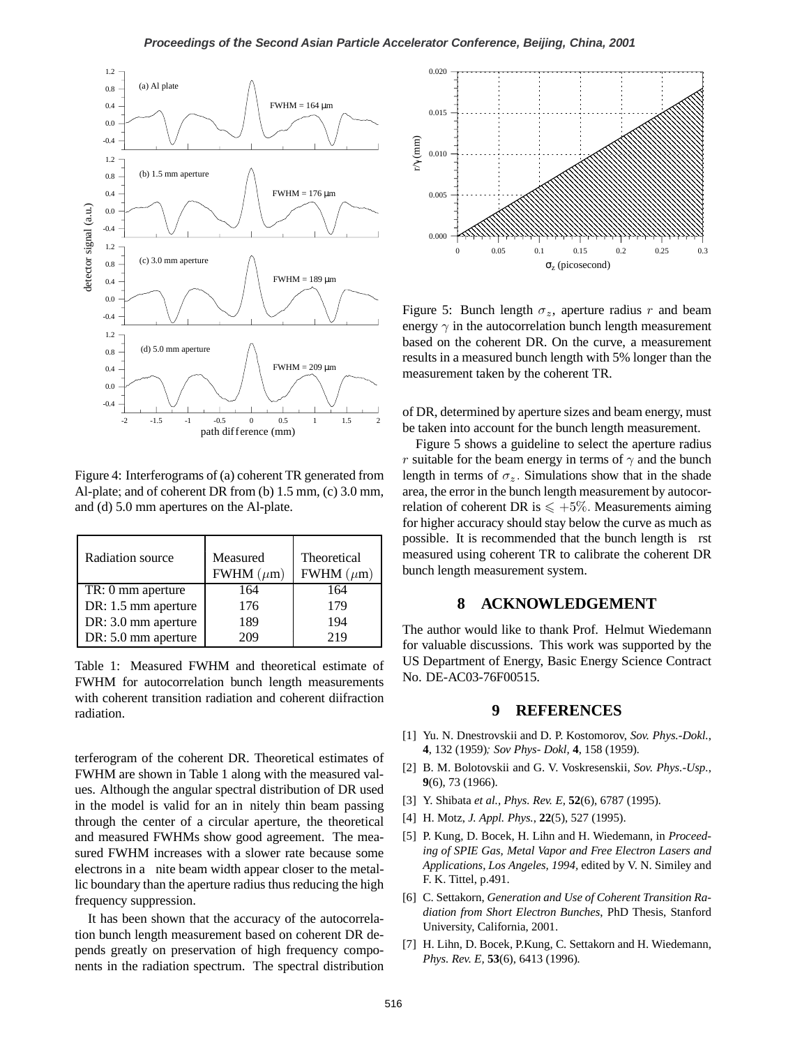(a) Al plate

FWHM = 164 μm

(b) 1.5 mm aperture

FWHM = 176 μm

(c) 3.0 mm aperture

FWHM = 189 μm

(d) 5.0 mm aperture

FWHM = 209 μm

detector signal (a.u.)

path difference (mm)

Figure 4: Interferograms of (a) coherent TR generated from Al-plate; and of coherent DR from (b) 1.5 mm, (c) 3.0 mm, and (d) 5.0 mm apertures on the Al-plate.

| Radiation source | Measured FWHM ($\mu$m) | Theoretical FWHM ($\mu$m) |
|---|---|---|
| TR: 0 mm aperture | 164 | 164 |
| DR: 1.5 mm aperture | 176 | 179 |
| DR: 3.0 mm aperture | 189 | 194 |
| DR: 5.0 mm aperture | 209 | 219 |

Table 1: Measured FWHM and theoretical estimate of FWHM for autocorrelation bunch length measurements with coherent transition radiation and coherent diifraction radiation.

terferogram of the coherent DR. Theoretical estimates of FWHM are shown in Table 1 along with the measured values. Although the angular spectral distribution of DR used in the model is valid for an in nitely thin beam passing through the center of a circular aperture, the theoretical and measured FWHMs show good agreement. The measured FWHM increases with a slower rate because some electrons in a nite beam width appear closer to the metallic boundary than the aperture radius thus reducing the high frequency suppression.

It has been shown that the accuracy of the autocorrelation bunch length measurement based on coherent DR depends greatly on preservation of high frequency components in the radiation spectrum. The spectral distribution of DR, determined by aperture sizes and beam energy, must be taken into account for the bunch length measurement.

r/γ (mm)

σz (picosecond)

Figure 5: Bunch length $\sigma_z$, aperture radius $r$ and beam energy $\gamma$ in the autocorrelation bunch length measurement based on the coherent DR. On the curve, a measurement results in a measured bunch length with 5% longer than the measurement taken by the coherent TR.

Figure 5 shows a guideline to select the aperture radius $r$ suitable for the beam energy in terms of $\gamma$ and the bunch length in terms of $\sigma_z$. Simulations show that in the shade area, the error in the bunch length measurement by autocorrelation of coherent DR is $\leqslant +5\%$. Measurements aiming for higher accuracy should stay below the curve as much as possible. It is recommended that the bunch length is rst measured using coherent TR to calibrate the coherent DR bunch length measurement system.

## 8 ACKNOWLEDGEMENT

The author would like to thank Prof. Helmut Wiedemann for valuable discussions. This work was supported by the US Department of Energy, Basic Energy Science Contract No. DE-AC03-76F00515.

## 9 REFERENCES

[1] Yu. N. Dnestrovskii and D. P. Kostomorov, *Sov. Phys.-Dokl.*, **4**, 132 (1959); *Sov Phys- Dokl*, **4**, 158 (1959).

[2] B. M. Bolotovskii and G. V. Voskresenskii, *Sov. Phys.-Usp.*, **9**(6), 73 (1966).

[3] Y. Shibata *et al.*, *Phys. Rev. E*, **52**(6), 6787 (1995).

[4] H. Motz, *J. Appl. Phys.*, **22**(5), 527 (1995).

[5] P. Kung, D. Bocek, H. Lihn and H. Wiedemann, in *Proceeding of SPIE Gas, Metal Vapor and Free Electron Lasers and Applications, Los Angeles, 1994*, edited by V. N. Similey and F. K. Tittel, p.491.

[6] C. Settakorn, *Generation and Use of Coherent Transition Radiation from Short Electron Bunches*, PhD Thesis, Stanford University, California, 2001.

[7] H. Lihn, D. Bocek, P.Kung, C. Settakorn and H. Wiedemann, *Phys. Rev. E*, **53**(6), 6413 (1996).